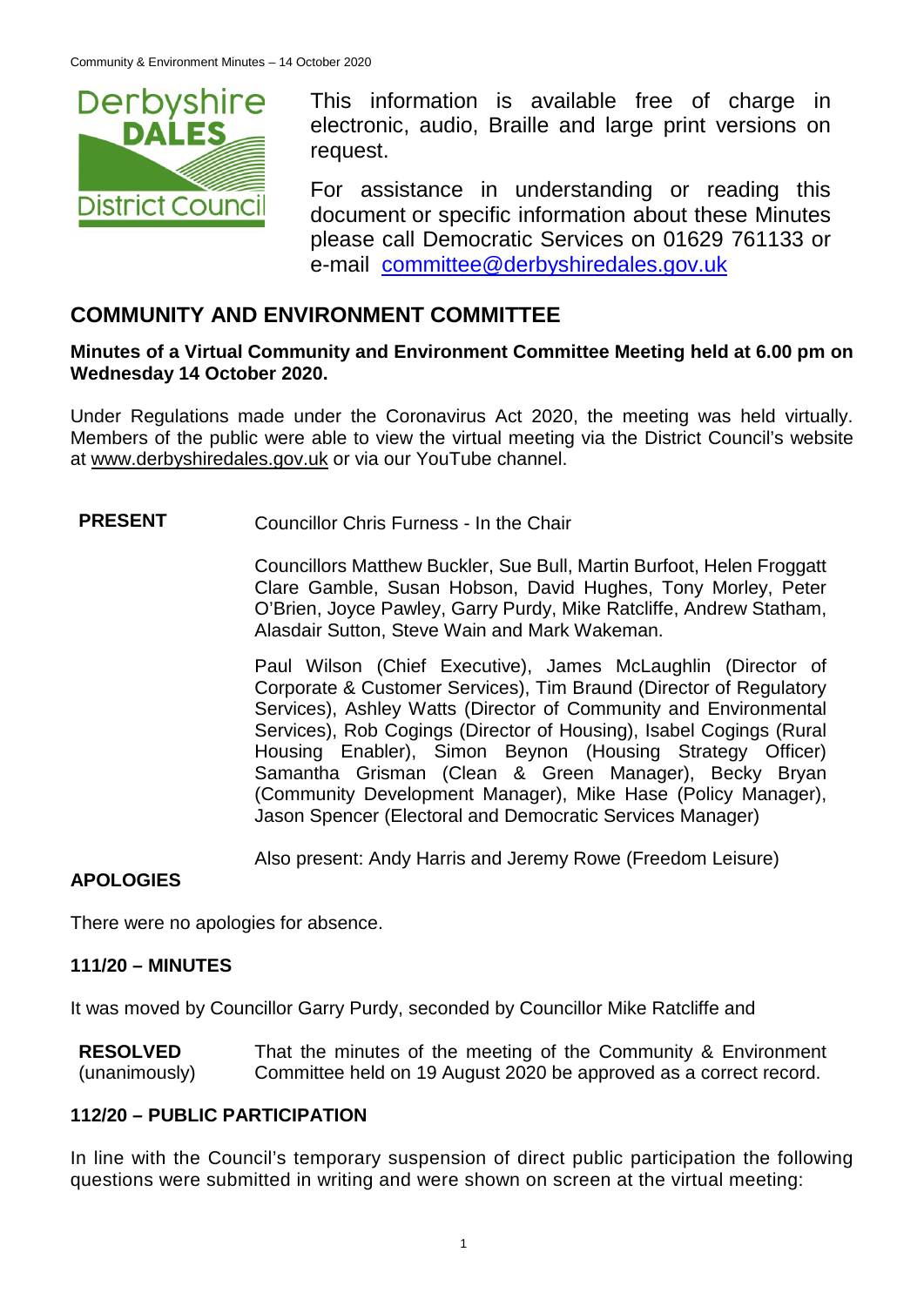This information is available free of charge in electronic, audio, Braille and large print versions on request.

For assistance in understanding or reading this document or specific information about these Minutes please call Democratic Services on 01629 761133 or e-mail committee@derbyshiredales.gov.uk

## COMMUNITY AND ENVIRONMENT COMMITTEE

**Minutes of a Virtual Community and Environment Committee Meeting held at 6.00 pm on Wednesday 14 October 2020.**

Under Regulations made under the Coronavirus Act 2020, the meeting was held virtually. Members of the public were able to view the virtual meeting via the District Council's website at www.derbyshiredales.gov.uk or via our YouTube channel.

**PRESENT** Councillor Chris Furness - In the Chair

Councillors Matthew Buckler, Sue Bull, Martin Burfoot, Helen Froggatt Clare Gamble, Susan Hobson, David Hughes, Tony Morley, Peter O'Brien, Joyce Pawley, Garry Purdy, Mike Ratcliffe, Andrew Statham, Alasdair Sutton, Steve Wain and Mark Wakeman.

Paul Wilson (Chief Executive), James McLaughlin (Director of Corporate & Customer Services), Tim Braund (Director of Regulatory Services), Ashley Watts (Director of Community and Environmental Services), Rob Cogings (Director of Housing), Isabel Cogings (Rural Housing Enabler), Simon Beynon (Housing Strategy Officer) Samantha Grisman (Clean & Green Manager), Becky Bryan (Community Development Manager), Mike Hase (Policy Manager), Jason Spencer (Electoral and Democratic Services Manager)

Also present: Andy Harris and Jeremy Rowe (Freedom Leisure)

### APOLOGIES

There were no apologies for absence.

### 111/20 – MINUTES

It was moved by Councillor Garry Purdy, seconded by Councillor Mike Ratcliffe and

**RESOLVED** (unanimously) That the minutes of the meeting of the Community & Environment Committee held on 19 August 2020 be approved as a correct record.

### 112/20 – PUBLIC PARTICIPATION

In line with the Council's temporary suspension of direct public participation the following questions were submitted in writing and were shown on screen at the virtual meeting: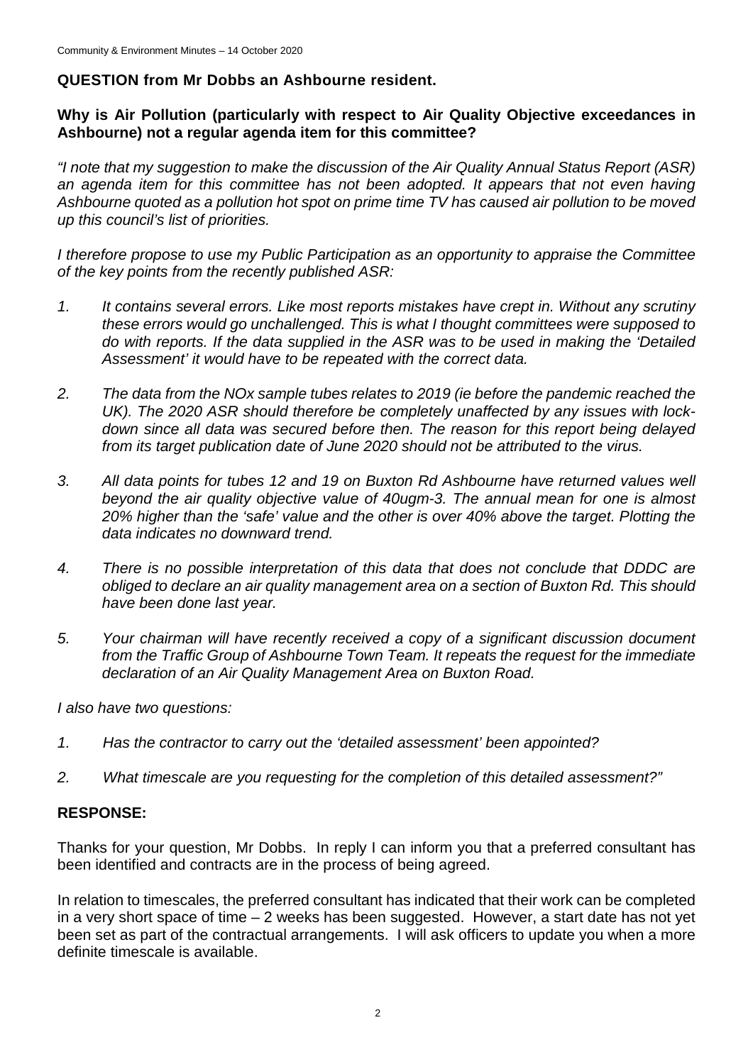**QUESTION from Mr Dobbs an Ashbourne resident.**

**Why is Air Pollution (particularly with respect to Air Quality Objective exceedances in Ashbourne) not a regular agenda item for this committee?**

*"I note that my suggestion to make the discussion of the Air Quality Annual Status Report (ASR) an agenda item for this committee has not been adopted. It appears that not even having Ashbourne quoted as a pollution hot spot on prime time TV has caused air pollution to be moved up this council's list of priorities.*

*I therefore propose to use my Public Participation as an opportunity to appraise the Committee of the key points from the recently published ASR:*

1. *It contains several errors. Like most reports mistakes have crept in. Without any scrutiny these errors would go unchallenged. This is what I thought committees were supposed to do with reports. If the data supplied in the ASR was to be used in making the 'Detailed Assessment' it would have to be repeated with the correct data.*

2. *The data from the NOx sample tubes relates to 2019 (ie before the pandemic reached the UK). The 2020 ASR should therefore be completely unaffected by any issues with lock-down since all data was secured before then. The reason for this report being delayed from its target publication date of June 2020 should not be attributed to the virus.*

3. *All data points for tubes 12 and 19 on Buxton Rd Ashbourne have returned values well beyond the air quality objective value of 40ugm-3. The annual mean for one is almost 20% higher than the 'safe' value and the other is over 40% above the target. Plotting the data indicates no downward trend.*

4. *There is no possible interpretation of this data that does not conclude that DDDC are obliged to declare an air quality management area on a section of Buxton Rd. This should have been done last year.*

5. *Your chairman will have recently received a copy of a significant discussion document from the Traffic Group of Ashbourne Town Team. It repeats the request for the immediate declaration of an Air Quality Management Area on Buxton Road.*

*I also have two questions:*

1. *Has the contractor to carry out the 'detailed assessment' been appointed?*

2. *What timescale are you requesting for the completion of this detailed assessment?"*

**RESPONSE:**

Thanks for your question, Mr Dobbs. In reply I can inform you that a preferred consultant has been identified and contracts are in the process of being agreed.

In relation to timescales, the preferred consultant has indicated that their work can be completed in a very short space of time – 2 weeks has been suggested. However, a start date has not yet been set as part of the contractual arrangements. I will ask officers to update you when a more definite timescale is available.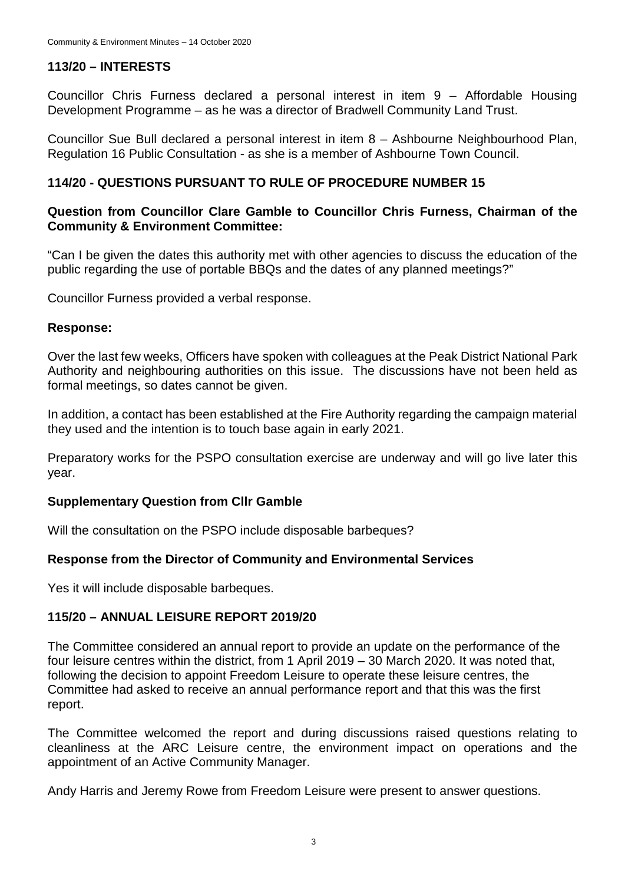## 113/20 – INTERESTS

Councillor Chris Furness declared a personal interest in item 9 – Affordable Housing Development Programme – as he was a director of Bradwell Community Land Trust.

Councillor Sue Bull declared a personal interest in item 8 – Ashbourne Neighbourhood Plan, Regulation 16 Public Consultation - as she is a member of Ashbourne Town Council.

## 114/20 - QUESTIONS PURSUANT TO RULE OF PROCEDURE NUMBER 15

**Question from Councillor Clare Gamble to Councillor Chris Furness, Chairman of the Community & Environment Committee:**

"Can I be given the dates this authority met with other agencies to discuss the education of the public regarding the use of portable BBQs and the dates of any planned meetings?"

Councillor Furness provided a verbal response.

**Response:**

Over the last few weeks, Officers have spoken with colleagues at the Peak District National Park Authority and neighbouring authorities on this issue. The discussions have not been held as formal meetings, so dates cannot be given.

In addition, a contact has been established at the Fire Authority regarding the campaign material they used and the intention is to touch base again in early 2021.

Preparatory works for the PSPO consultation exercise are underway and will go live later this year.

**Supplementary Question from Cllr Gamble**

Will the consultation on the PSPO include disposable barbeques?

**Response from the Director of Community and Environmental Services**

Yes it will include disposable barbeques.

## 115/20 – ANNUAL LEISURE REPORT 2019/20

The Committee considered an annual report to provide an update on the performance of the four leisure centres within the district, from 1 April 2019 – 30 March 2020. It was noted that, following the decision to appoint Freedom Leisure to operate these leisure centres, the Committee had asked to receive an annual performance report and that this was the first report.

The Committee welcomed the report and during discussions raised questions relating to cleanliness at the ARC Leisure centre, the environment impact on operations and the appointment of an Active Community Manager.

Andy Harris and Jeremy Rowe from Freedom Leisure were present to answer questions.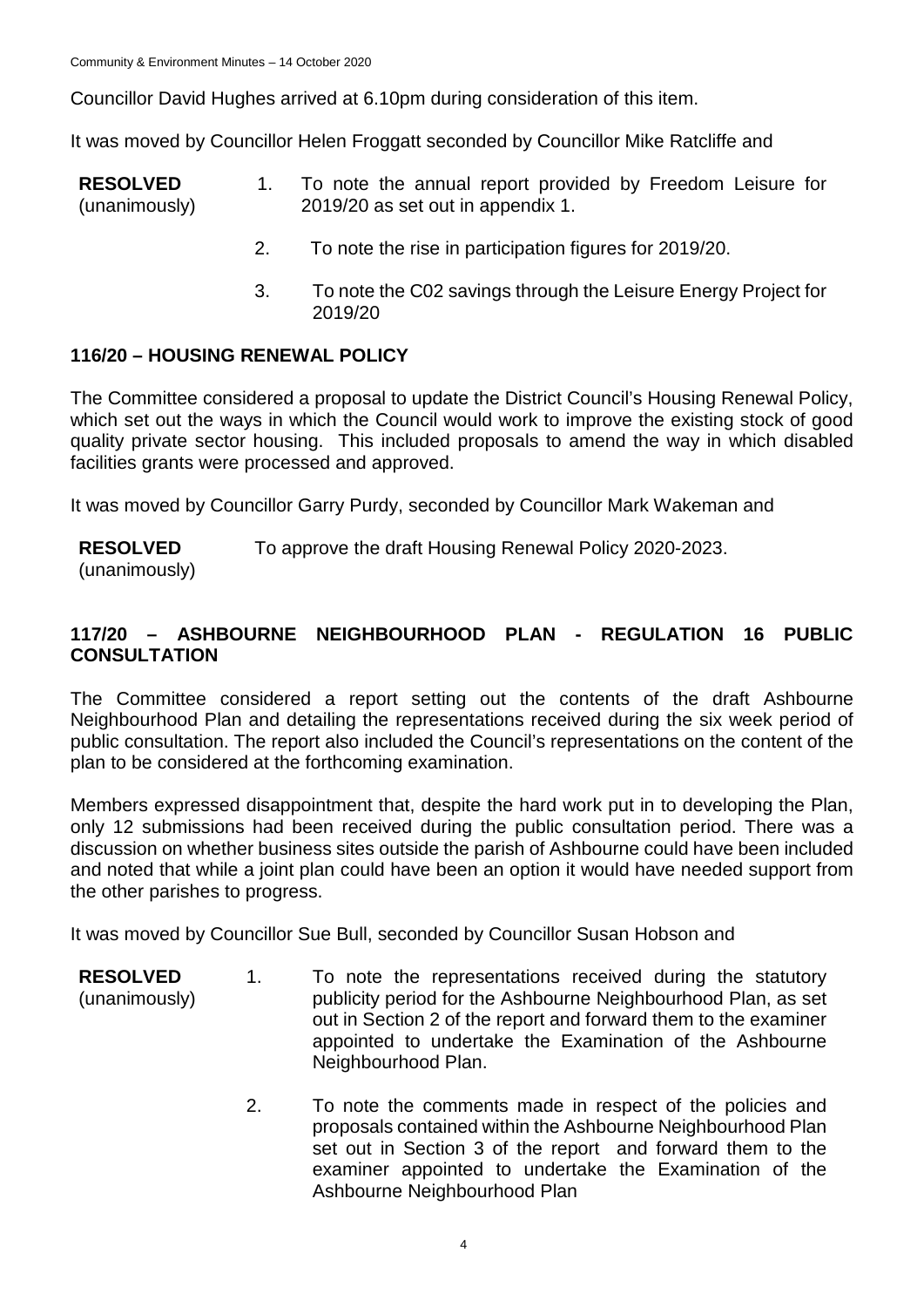Councillor David Hughes arrived at 6.10pm during consideration of this item.

It was moved by Councillor Helen Froggatt seconded by Councillor Mike Ratcliffe and

**RESOLVED** (unanimously)

1. To note the annual report provided by Freedom Leisure for 2019/20 as set out in appendix 1.
2. To note the rise in participation figures for 2019/20.
3. To note the C02 savings through the Leisure Energy Project for 2019/20

## 116/20 – HOUSING RENEWAL POLICY

The Committee considered a proposal to update the District Council's Housing Renewal Policy, which set out the ways in which the Council would work to improve the existing stock of good quality private sector housing. This included proposals to amend the way in which disabled facilities grants were processed and approved.

It was moved by Councillor Garry Purdy, seconded by Councillor Mark Wakeman and

**RESOLVED** (unanimously) To approve the draft Housing Renewal Policy 2020-2023.

## 117/20 – ASHBOURNE NEIGHBOURHOOD PLAN - REGULATION 16 PUBLIC CONSULTATION

The Committee considered a report setting out the contents of the draft Ashbourne Neighbourhood Plan and detailing the representations received during the six week period of public consultation. The report also included the Council's representations on the content of the plan to be considered at the forthcoming examination.

Members expressed disappointment that, despite the hard work put in to developing the Plan, only 12 submissions had been received during the public consultation period. There was a discussion on whether business sites outside the parish of Ashbourne could have been included and noted that while a joint plan could have been an option it would have needed support from the other parishes to progress.

It was moved by Councillor Sue Bull, seconded by Councillor Susan Hobson and

**RESOLVED** (unanimously)

1. To note the representations received during the statutory publicity period for the Ashbourne Neighbourhood Plan, as set out in Section 2 of the report and forward them to the examiner appointed to undertake the Examination of the Ashbourne Neighbourhood Plan.
2. To note the comments made in respect of the policies and proposals contained within the Ashbourne Neighbourhood Plan set out in Section 3 of the report and forward them to the examiner appointed to undertake the Examination of the Ashbourne Neighbourhood Plan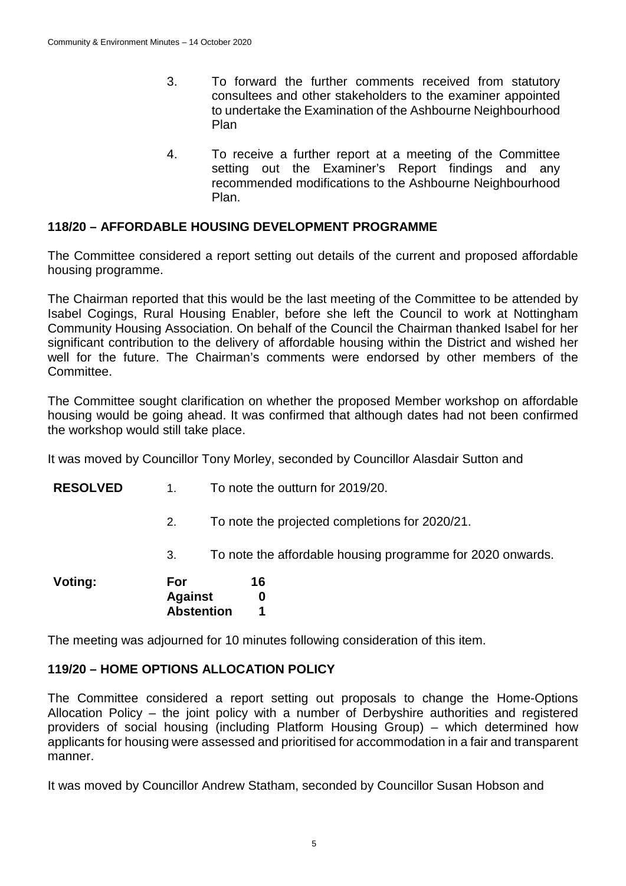3. To forward the further comments received from statutory consultees and other stakeholders to the examiner appointed to undertake the Examination of the Ashbourne Neighbourhood Plan

4. To receive a further report at a meeting of the Committee setting out the Examiner's Report findings and any recommended modifications to the Ashbourne Neighbourhood Plan.

### 118/20 – AFFORDABLE HOUSING DEVELOPMENT PROGRAMME

The Committee considered a report setting out details of the current and proposed affordable housing programme.

The Chairman reported that this would be the last meeting of the Committee to be attended by Isabel Cogings, Rural Housing Enabler, before she left the Council to work at Nottingham Community Housing Association. On behalf of the Council the Chairman thanked Isabel for her significant contribution to the delivery of affordable housing within the District and wished her well for the future. The Chairman's comments were endorsed by other members of the Committee.

The Committee sought clarification on whether the proposed Member workshop on affordable housing would be going ahead. It was confirmed that although dates had not been confirmed the workshop would still take place.

It was moved by Councillor Tony Morley, seconded by Councillor Alasdair Sutton and

**RESOLVED**

1. To note the outturn for 2019/20.
2. To note the projected completions for 2020/21.
3. To note the affordable housing programme for 2020 onwards.

**Voting:**

| | |
|---|---|
| **For** | **16** |
| **Against** | **0** |
| **Abstention** | **1** |

The meeting was adjourned for 10 minutes following consideration of this item.

### 119/20 – HOME OPTIONS ALLOCATION POLICY

The Committee considered a report setting out proposals to change the Home-Options Allocation Policy – the joint policy with a number of Derbyshire authorities and registered providers of social housing (including Platform Housing Group) – which determined how applicants for housing were assessed and prioritised for accommodation in a fair and transparent manner.

It was moved by Councillor Andrew Statham, seconded by Councillor Susan Hobson and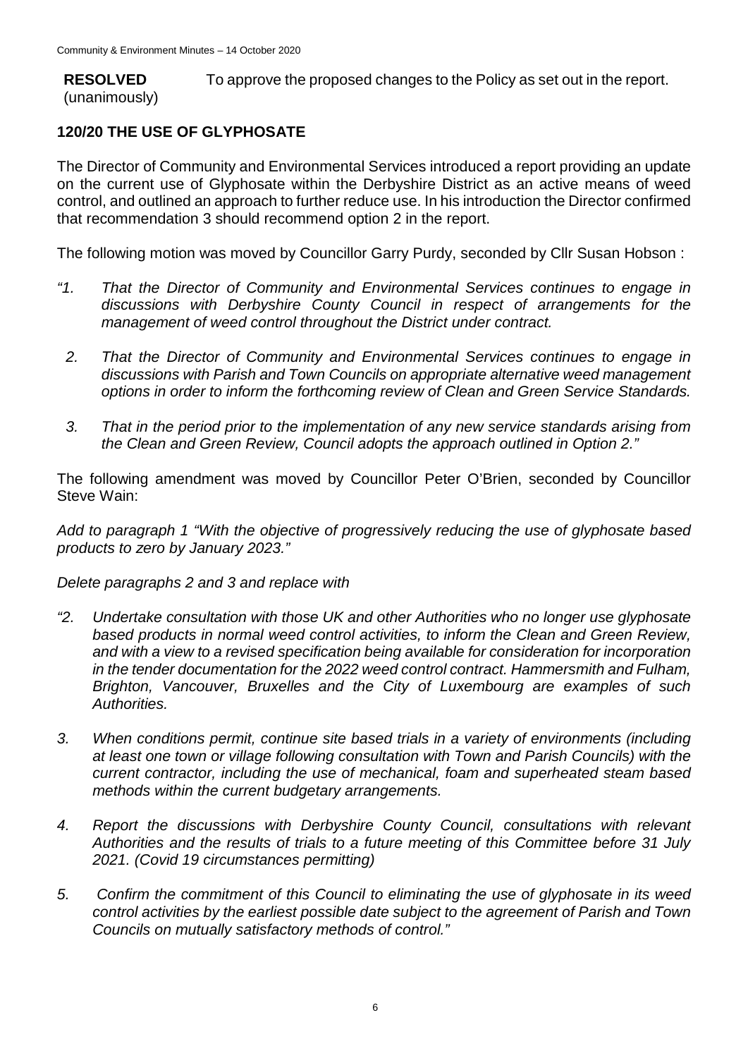**RESOLVED** (unanimously) To approve the proposed changes to the Policy as set out in the report.

## 120/20 THE USE OF GLYPHOSATE

The Director of Community and Environmental Services introduced a report providing an update on the current use of Glyphosate within the Derbyshire District as an active means of weed control, and outlined an approach to further reduce use. In his introduction the Director confirmed that recommendation 3 should recommend option 2 in the report.

The following motion was moved by Councillor Garry Purdy, seconded by Cllr Susan Hobson :

*"1. That the Director of Community and Environmental Services continues to engage in discussions with Derbyshire County Council in respect of arrangements for the management of weed control throughout the District under contract.*

*2. That the Director of Community and Environmental Services continues to engage in discussions with Parish and Town Councils on appropriate alternative weed management options in order to inform the forthcoming review of Clean and Green Service Standards.*

*3. That in the period prior to the implementation of any new service standards arising from the Clean and Green Review, Council adopts the approach outlined in Option 2."*

The following amendment was moved by Councillor Peter O'Brien, seconded by Councillor Steve Wain:

*Add to paragraph 1 "With the objective of progressively reducing the use of glyphosate based products to zero by January 2023."*

*Delete paragraphs 2 and 3 and replace with*

*"2. Undertake consultation with those UK and other Authorities who no longer use glyphosate based products in normal weed control activities, to inform the Clean and Green Review, and with a view to a revised specification being available for consideration for incorporation in the tender documentation for the 2022 weed control contract. Hammersmith and Fulham, Brighton, Vancouver, Bruxelles and the City of Luxembourg are examples of such Authorities.*

*3. When conditions permit, continue site based trials in a variety of environments (including at least one town or village following consultation with Town and Parish Councils) with the current contractor, including the use of mechanical, foam and superheated steam based methods within the current budgetary arrangements.*

*4. Report the discussions with Derbyshire County Council, consultations with relevant Authorities and the results of trials to a future meeting of this Committee before 31 July 2021. (Covid 19 circumstances permitting)*

*5. Confirm the commitment of this Council to eliminating the use of glyphosate in its weed control activities by the earliest possible date subject to the agreement of Parish and Town Councils on mutually satisfactory methods of control."*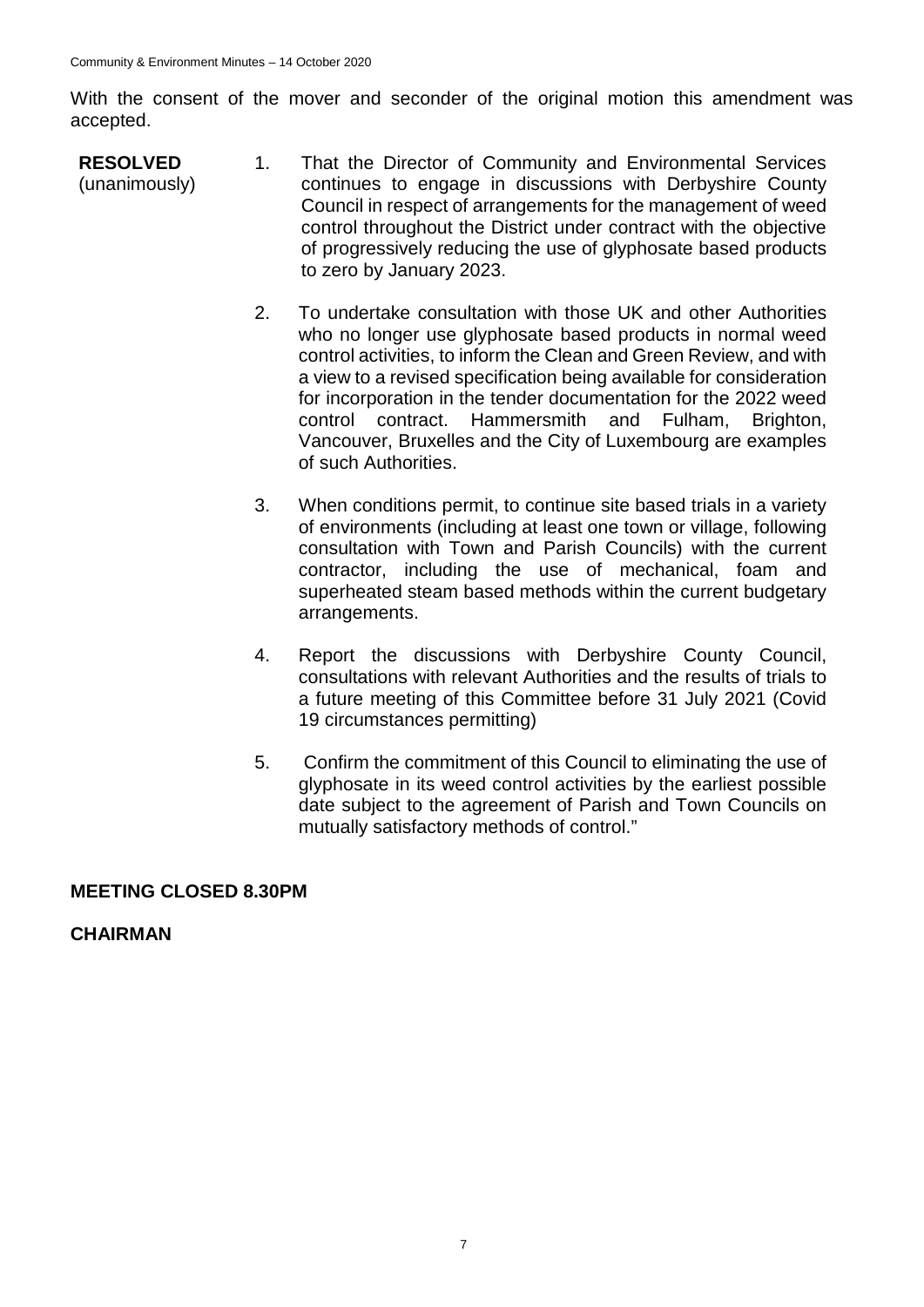With the consent of the mover and seconder of the original motion this amendment was accepted.

**RESOLVED** (unanimously)

1. That the Director of Community and Environmental Services continues to engage in discussions with Derbyshire County Council in respect of arrangements for the management of weed control throughout the District under contract with the objective of progressively reducing the use of glyphosate based products to zero by January 2023.

2. To undertake consultation with those UK and other Authorities who no longer use glyphosate based products in normal weed control activities, to inform the Clean and Green Review, and with a view to a revised specification being available for consideration for incorporation in the tender documentation for the 2022 weed control contract. Hammersmith and Fulham, Brighton, Vancouver, Bruxelles and the City of Luxembourg are examples of such Authorities.

3. When conditions permit, to continue site based trials in a variety of environments (including at least one town or village, following consultation with Town and Parish Councils) with the current contractor, including the use of mechanical, foam and superheated steam based methods within the current budgetary arrangements.

4. Report the discussions with Derbyshire County Council, consultations with relevant Authorities and the results of trials to a future meeting of this Committee before 31 July 2021 (Covid 19 circumstances permitting)

5. Confirm the commitment of this Council to eliminating the use of glyphosate in its weed control activities by the earliest possible date subject to the agreement of Parish and Town Councils on mutually satisfactory methods of control."

**MEETING CLOSED 8.30PM**

**CHAIRMAN**